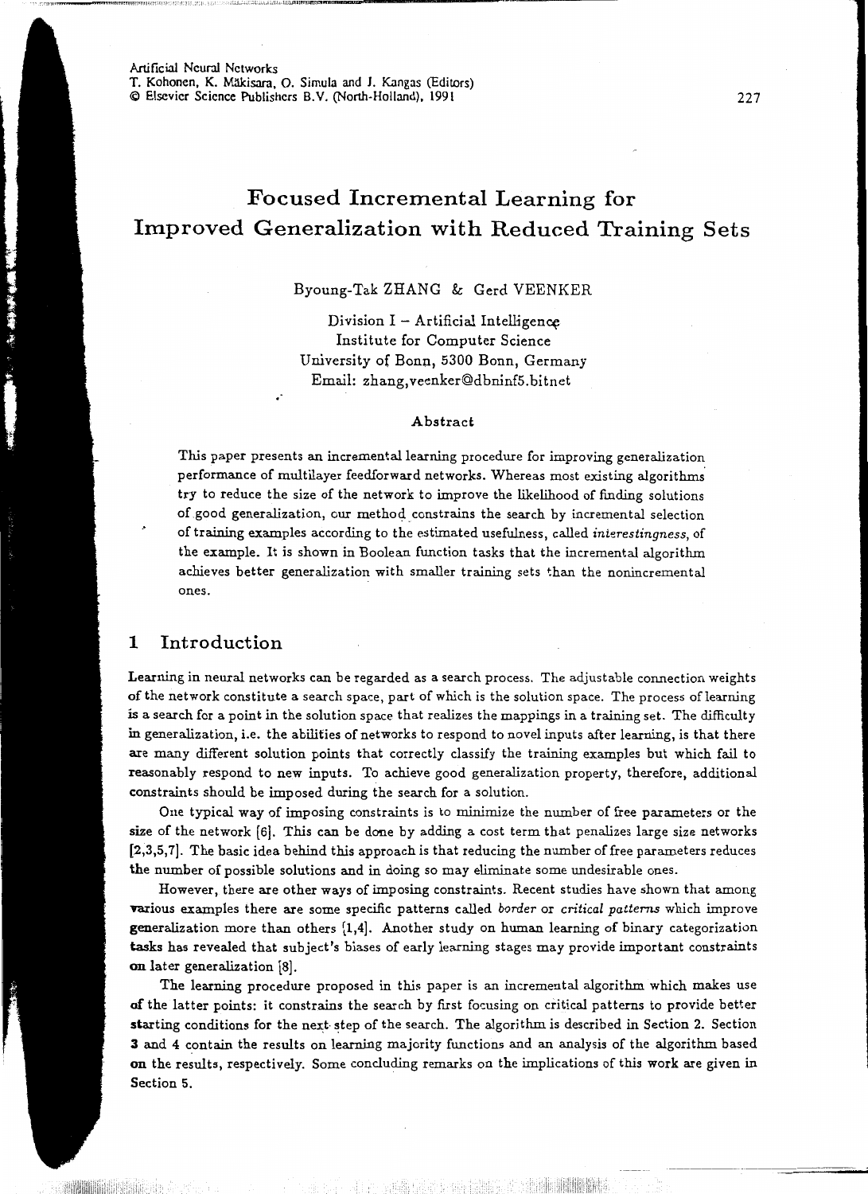Artificial Neural Networks
T. Kohonen, K. Mäkisara, O. Simula and J. Kangas (Editors)
© Elsevier Science Publishers B.V. (North-Holland), 1991

# Focused Incremental Learning for Improved Generalization with Reduced Training Sets

Byoung-Tak ZHANG & Gerd VEENKER

Division I – Artificial Intelligence
Institute for Computer Science
University of Bonn, 5300 Bonn, Germany
Email: zhang,veenker@dbninf5.bitnet

### Abstract

This paper presents an incremental learning procedure for improving generalization performance of multilayer feedforward networks. Whereas most existing algorithms try to reduce the size of the network to improve the likelihood of finding solutions of good generalization, our method constrains the search by incremental selection of training examples according to the estimated usefulness, called *interestingness*, of the example. It is shown in Boolean function tasks that the incremental algorithm achieves better generalization with smaller training sets than the nonincremental ones.

## 1 Introduction

Learning in neural networks can be regarded as a search process. The adjustable connection weights of the network constitute a search space, part of which is the solution space. The process of learning is a search for a point in the solution space that realizes the mappings in a training set. The difficulty in generalization, i.e. the abilities of networks to respond to novel inputs after learning, is that there are many different solution points that correctly classify the training examples but which fail to reasonably respond to new inputs. To achieve good generalization property, therefore, additional constraints should be imposed during the search for a solution.

One typical way of imposing constraints is to minimize the number of free parameters or the size of the network [6]. This can be done by adding a cost term that penalizes large size networks [2,3,5,7]. The basic idea behind this approach is that reducing the number of free parameters reduces the number of possible solutions and in doing so may eliminate some undesirable ones.

However, there are other ways of imposing constraints. Recent studies have shown that among various examples there are some specific patterns called *border* or *critical patterns* which improve generalization more than others [1,4]. Another study on human learning of binary categorization tasks has revealed that subject's biases of early learning stages may provide important constraints on later generalization [8].

The learning procedure proposed in this paper is an incremental algorithm which makes use of the latter points: it constrains the search by first focusing on critical patterns to provide better starting conditions for the next step of the search. The algorithm is described in Section 2. Section 3 and 4 contain the results on learning majority functions and an analysis of the algorithm based on the results, respectively. Some concluding remarks on the implications of this work are given in Section 5.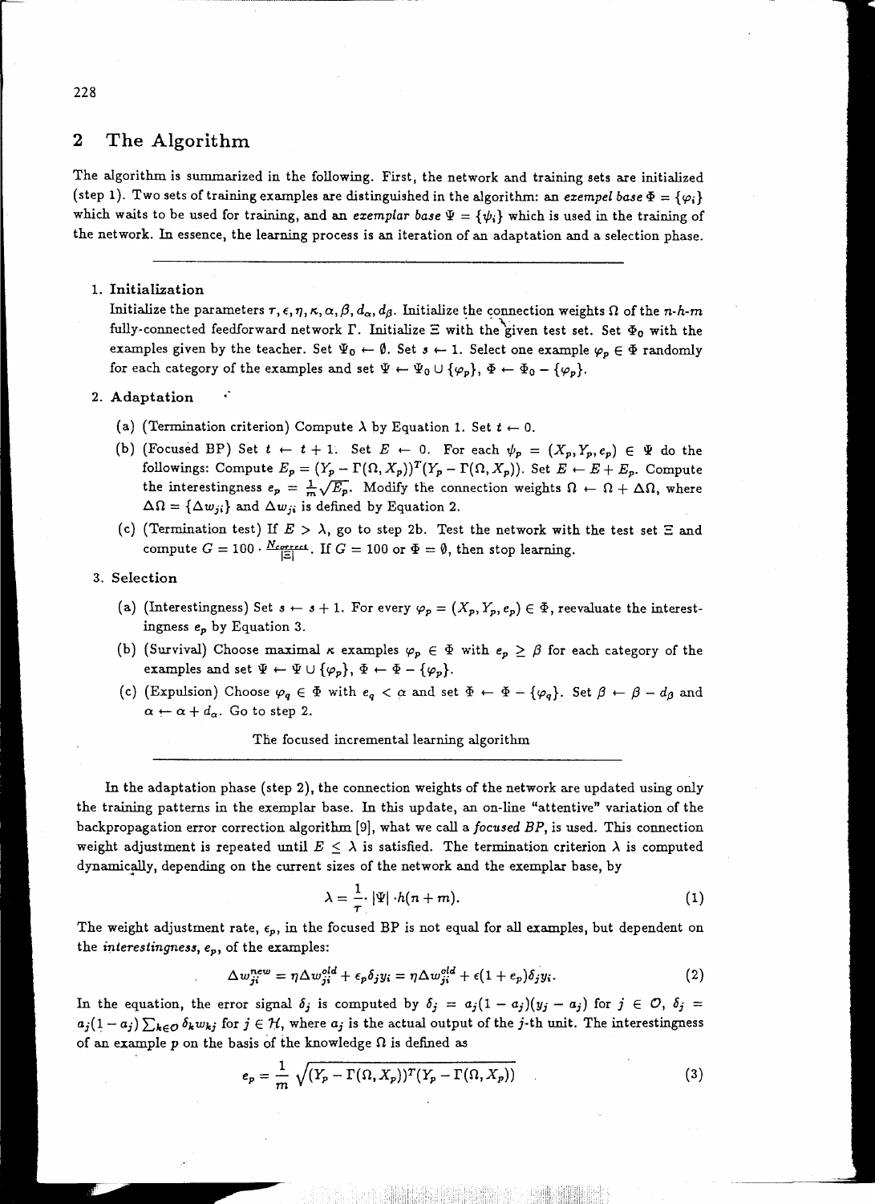## 2 The Algorithm

The algorithm is summarized in the following. First, the network and training sets are initialized (step 1). Two sets of training examples are distinguished in the algorithm: an *exempel base* $\Phi = \{\varphi_i\}$ which waits to be used for training, and an *exemplar base* $\Psi = \{\psi_i\}$ which is used in the training of the network. In essence, the learning process is an iteration of an adaptation and a selection phase.

---

1. **Initialization**
   Initialize the parameters $\tau, \epsilon, \eta, \kappa, \alpha, \beta, d_\alpha, d_\beta$. Initialize the connection weights $\Omega$ of the $n$-$h$-$m$ fully-connected feedforward network $\Gamma$. Initialize $\Xi$ with the given test set. Set $\Phi_0$ with the examples given by the teacher. Set $\Psi_0 \leftarrow \emptyset$. Set $s \leftarrow 1$. Select one example $\varphi_p \in \Phi$ randomly for each category of the examples and set $\Psi \leftarrow \Psi_0 \cup \{\varphi_p\}$, $\Phi \leftarrow \Phi_0 - \{\varphi_p\}$.

2. **Adaptation**
   (a) (Termination criterion) Compute $\lambda$ by Equation 1. Set $t \leftarrow 0$.
   (b) (Focused BP) Set $t \leftarrow t+1$. Set $E \leftarrow 0$. For each $\psi_p = (X_p, Y_p, e_p) \in \Psi$ do the followings: Compute $E_p = (Y_p - \Gamma(\Omega, X_p))^T(Y_p - \Gamma(\Omega, X_p))$. Set $E \leftarrow E + E_p$. Compute the interestingness $e_p = \frac{1}{m}\sqrt{E_p}$. Modify the connection weights $\Omega \leftarrow \Omega + \Delta\Omega$, where $\Delta\Omega = \{\Delta w_{ji}\}$ and $\Delta w_{ji}$ is defined by Equation 2.
   (c) (Termination test) If $E > \lambda$, go to step 2b. Test the network with the test set $\Xi$ and compute $G = 100 \cdot \frac{N_{correct}}{|\Xi|}$. If $G = 100$ or $\Phi = \emptyset$, then stop learning.

3. **Selection**
   (a) (Interestingness) Set $s \leftarrow s+1$. For every $\varphi_p = (X_p, Y_p, e_p) \in \Phi$, reevaluate the interestingness $e_p$ by Equation 3.
   (b) (Survival) Choose maximal $\kappa$ examples $\varphi_p \in \Phi$ with $e_p \geq \beta$ for each category of the examples and set $\Psi \leftarrow \Psi \cup \{\varphi_p\}$, $\Phi \leftarrow \Phi - \{\varphi_p\}$.
   (c) (Expulsion) Choose $\varphi_q \in \Phi$ with $e_q < \alpha$ and set $\Phi \leftarrow \Phi - \{\varphi_q\}$. Set $\beta \leftarrow \beta - d_\beta$ and $\alpha \leftarrow \alpha + d_\alpha$. Go to step 2.

The focused incremental learning algorithm

---

In the adaptation phase (step 2), the connection weights of the network are updated using only the training patterns in the exemplar base. In this update, an on-line "attentive" variation of the backpropagation error correction algorithm [9], what we call a *focused BP*, is used. This connection weight adjustment is repeated until $E \leq \lambda$ is satisfied. The termination criterion $\lambda$ is computed dynamically, depending on the current sizes of the network and the exemplar base, by

$$\lambda = \frac{1}{\tau} \cdot |\Psi| \cdot h(n+m). \tag{1}$$

The weight adjustment rate, $\epsilon_p$, in the focused BP is not equal for all examples, but dependent on the *interestingness*, $e_p$, of the examples:

$$\Delta w_{ji}^{new} = \eta \Delta w_{ji}^{old} + \epsilon_p \delta_j y_i = \eta \Delta w_{ji}^{old} + \epsilon(1+e_p)\delta_j y_i. \tag{2}$$

In the equation, the error signal $\delta_j$ is computed by $\delta_j = a_j(1-a_j)(y_j - a_j)$ for $j \in \mathcal{O}$, $\delta_j = a_j(1-a_j)\sum_{k \in \mathcal{O}} \delta_k w_{kj}$ for $j \in \mathcal{H}$, where $a_j$ is the actual output of the $j$-th unit. The interestingness of an example $p$ on the basis of the knowledge $\Omega$ is defined as

$$e_p = \frac{1}{m}\sqrt{(Y_p - \Gamma(\Omega, X_p))^T(Y_p - \Gamma(\Omega, X_p))} \tag{3}$$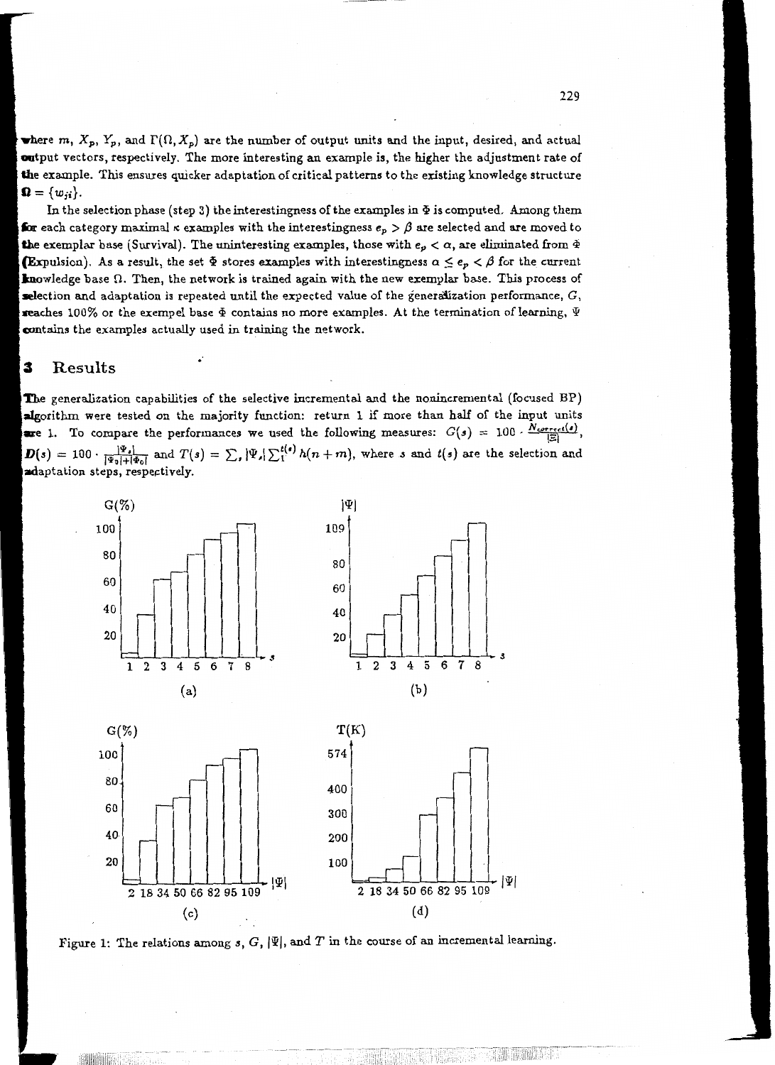where $m$, $X_p$, $Y_p$, and $\Gamma(\Omega, X_p)$ are the number of output units and the input, desired, and actual output vectors, respectively. The more interesting an example is, the higher the adjustment rate of the example. This ensures quicker adaptation of critical patterns to the existing knowledge structure $\Omega = \{w_{ji}\}$.

In the selection phase (step 3) the interestingness of the examples in $\Phi$ is computed. Among them for each category maximal $\kappa$ examples with the interestingness $e_p > \beta$ are selected and are moved to the exemplar base (Survival). The uninteresting examples, those with $e_p < \alpha$, are eliminated from $\Phi$ (Expulsion). As a result, the set $\Phi$ stores examples with interestingness $\alpha \le e_p < \beta$ for the current knowledge base $\Omega$. Then, the network is trained again with the new exemplar base. This process of selection and adaptation is repeated until the expected value of the generalization performance, $G$, reaches 100% or the exempel base $\Phi$ contains no more examples. At the termination of learning, $\Psi$ contains the examples actually used in training the network.

# 3 Results

The generalization capabilities of the selective incremental and the nonincremental (focused BP) algorithm were tested on the majority function: return 1 if more than half of the input units are 1. To compare the performances we used the following measures: $G(s) = 100 \cdot \frac{N_{correct}(s)}{|\Xi|}$, $D(s) = 100 \cdot \frac{|\Psi_s|}{|\Psi_0|+|\Phi_0|}$ and $T(s) = \sum_s |\Psi_s| \sum_1^{t(s)} h(n+m)$, where $s$ and $t(s)$ are the selection and adaptation steps, respectively.

Figure 1: The relations among $s$, $G$, $|\Psi|$, and $T$ in the course of an incremental learning.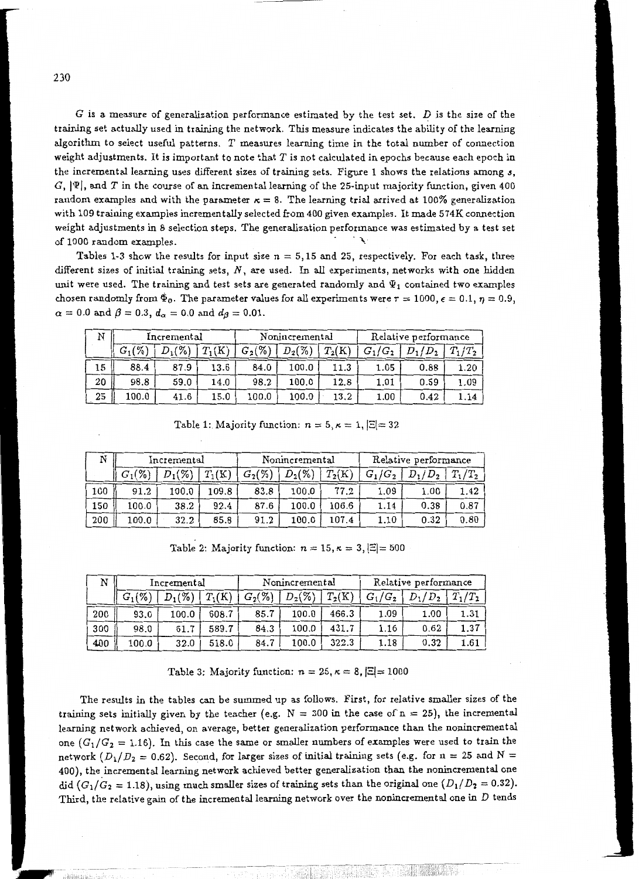$G$ is a measure of generalization performance estimated by the test set. $D$ is the size of the training set actually used in training the network. This measure indicates the ability of the learning algorithm to select useful patterns. $T$ measures learning time in the total number of connection weight adjustments. It is important to note that $T$ is not calculated in epochs because each epoch in the incremental learning uses different sizes of training sets. Figure 1 shows the relations among $s$, $G$, $|\Psi|$, and $T$ in the course of an incremental learning of the 25-input majority function, given 400 random examples and with the parameter $\kappa = 8$. The learning trial arrived at 100% generalization with 109 training examples incrementally selected from 400 given examples. It made 574K connection weight adjustments in 8 selection steps. The generalization performance was estimated by a test set of 1000 random examples.

Tables 1-3 show the results for input size $n = 5, 15$ and 25, respectively. For each task, three different sizes of initial training sets, $N$, are used. In all experiments, networks with one hidden unit were used. The training and test sets are generated randomly and $\Psi_1$ contained two examples chosen randomly from $\Phi_0$. The parameter values for all experiments were $\tau = 1000$, $\epsilon = 0.1$, $\eta = 0.9$, $\alpha = 0.0$ and $\beta = 0.3$, $d_\alpha = 0.0$ and $d_\beta = 0.01$.

| N | Incremental | | | Nonincremental | | | Relative performance | | |
|---|---|---|---|---|---|---|---|---|---|
| | $G_1(\%)$ | $D_1(\%)$ | $T_1$(K) | $G_2(\%)$ | $D_2(\%)$ | $T_2$(K) | $G_1/G_2$ | $D_1/D_2$ | $T_1/T_2$ |
| 15 | 88.4 | 87.9 | 13.6 | 84.0 | 100.0 | 11.3 | 1.05 | 0.88 | 1.20 |
| 20 | 98.8 | 59.0 | 14.0 | 98.2 | 100.0 | 12.8 | 1.01 | 0.59 | 1.09 |
| 25 | 100.0 | 41.6 | 15.0 | 100.0 | 100.0 | 13.2 | 1.00 | 0.42 | 1.14 |

Table 1: Majority function: $n = 5, \kappa = 1, |\Xi| = 32$

| N | Incremental | | | Nonincremental | | | Relative performance | | |
|---|---|---|---|---|---|---|---|---|---|
| | $G_1(\%)$ | $D_1(\%)$ | $T_1$(K) | $G_2(\%)$ | $D_2(\%)$ | $T_2$(K) | $G_1/G_2$ | $D_1/D_2$ | $T_1/T_2$ |
| 100 | 91.2 | 100.0 | 109.8 | 83.8 | 100.0 | 77.2 | 1.09 | 1.00 | 1.42 |
| 150 | 100.0 | 38.2 | 92.4 | 87.6 | 100.0 | 106.6 | 1.14 | 0.38 | 0.87 |
| 200 | 100.0 | 32.2 | 85.8 | 91.2 | 100.0 | 107.4 | 1.10 | 0.32 | 0.80 |

Table 2: Majority function: $n = 15, \kappa = 3, |\Xi| = 500$

| N | Incremental | | | Nonincremental | | | Relative performance | | |
|---|---|---|---|---|---|---|---|---|---|
| | $G_1(\%)$ | $D_1(\%)$ | $T_1$(K) | $G_2(\%)$ | $D_2(\%)$ | $T_2$(K) | $G_1/G_2$ | $D_1/D_2$ | $T_1/T_2$ |
| 200 | 93.0 | 100.0 | 608.7 | 85.7 | 100.0 | 466.3 | 1.09 | 1.00 | 1.31 |
| 300 | 98.0 | 61.7 | 589.7 | 84.3 | 100.0 | 431.7 | 1.16 | 0.62 | 1.37 |
| 400 | 100.0 | 32.0 | 518.0 | 84.7 | 100.0 | 322.3 | 1.18 | 0.32 | 1.61 |

Table 3: Majority function: $n = 25, \kappa = 8, |\Xi| = 1000$

The results in the tables can be summed up as follows. First, for relative smaller sizes of the training sets initially given by the teacher (e.g. N = 300 in the case of n = 25), the incremental learning network achieved, on average, better generalization performance than the nonincremental one ($G_1/G_2 = 1.16$). In this case the same or smaller numbers of examples were used to train the network ($D_1/D_2 = 0.62$). Second, for larger sizes of initial training sets (e.g. for n = 25 and N = 400), the incremental learning network achieved better generalization than the nonincremental one did ($G_1/G_2 = 1.18$), using much smaller sizes of training sets than the original one ($D_1/D_2 = 0.32$). Third, the relative gain of the incremental learning network over the nonincremental one in $D$ tends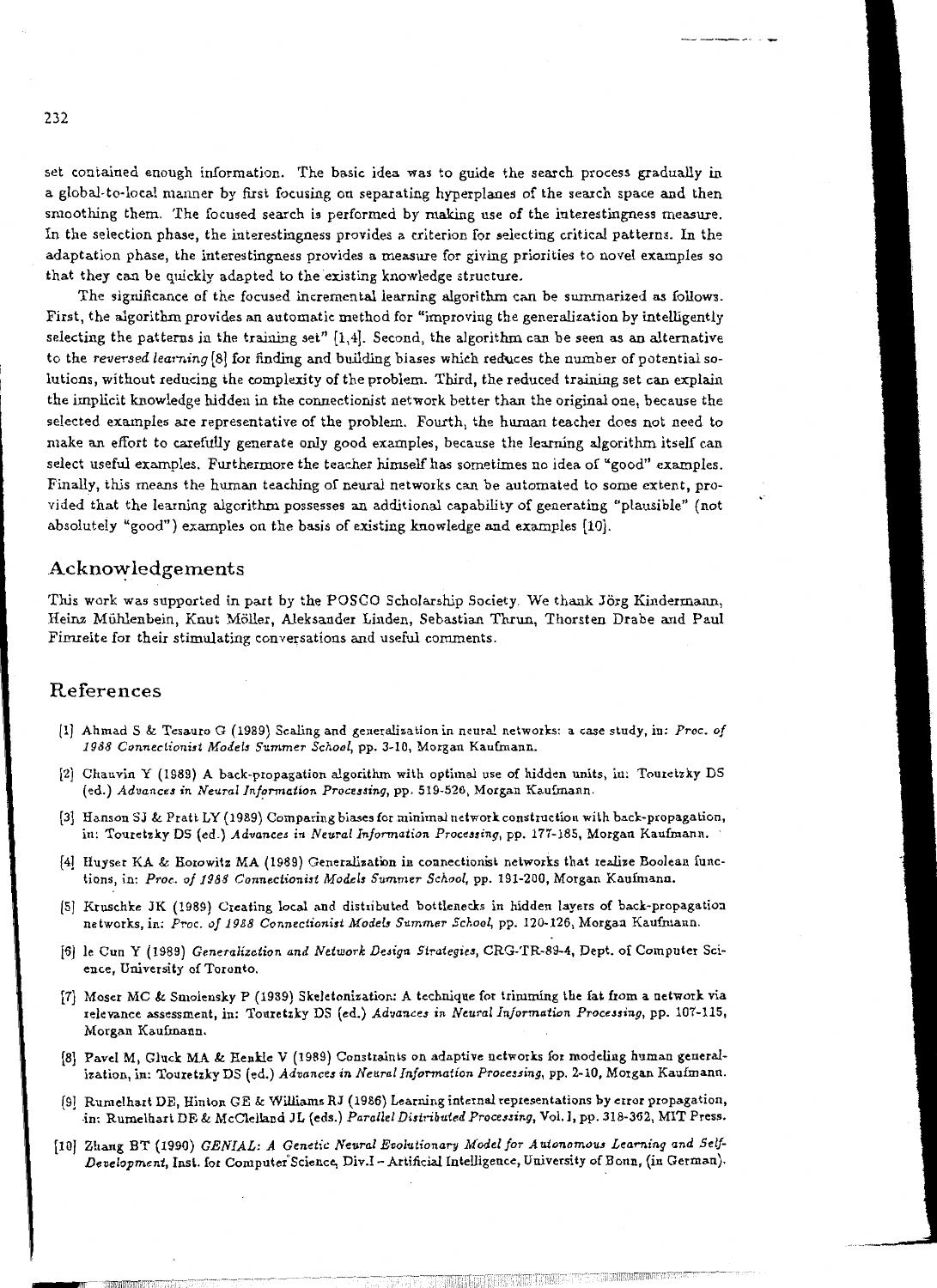set contained enough information. The basic idea was to guide the search process gradually in a global-to-local manner by first focusing on separating hyperplanes of the search space and then smoothing them. The focused search is performed by making use of the interestingness measure. In the selection phase, the interestingness provides a criterion for selecting critical patterns. In the adaptation phase, the interestingness provides a measure for giving priorities to novel examples so that they can be quickly adapted to the existing knowledge structure.

The significance of the focused incremental learning algorithm can be summarized as follows. First, the algorithm provides an automatic method for "improving the generalization by intelligently selecting the patterns in the training set" [1,4]. Second, the algorithm can be seen as an alternative to the *reversed learning* [8] for finding and building biases which reduces the number of potential solutions, without reducing the complexity of the problem. Third, the reduced training set can explain the implicit knowledge hidden in the connectionist network better than the original one, because the selected examples are representative of the problem. Fourth, the human teacher does not need to make an effort to carefully generate only good examples, because the learning algorithm itself can select useful examples. Furthermore the teacher himself has sometimes no idea of "good" examples. Finally, this means the human teaching of neural networks can be automated to some extent, provided that the learning algorithm possesses an additional capability of generating "plausible" (not absolutely "good") examples on the basis of existing knowledge and examples [10].

## Acknowledgements

This work was supported in part by the POSCO Scholarship Society. We thank Jörg Kindermann, Heinz Mühlenbein, Knut Möller, Aleksander Linden, Sebastian Thrun, Thorsten Drabe and Paul Fimreite for their stimulating conversations and useful comments.

## References

[1] Ahmad S & Tesauro G (1989) Scaling and generalization in neural networks: a case study, in: *Proc. of 1988 Connectionist Models Summer School*, pp. 3-10, Morgan Kaufmann.

[2] Chauvin Y (1989) A back-propagation algorithm with optimal use of hidden units, in: Touretzky DS (ed.) *Advances in Neural Information Processing*, pp. 519-526, Morgan Kaufmann.

[3] Hanson SJ & Pratt LY (1989) Comparing biases for minimal network construction with back-propagation, in: Touretzky DS (ed.) *Advances in Neural Information Processing*, pp. 177-185, Morgan Kaufmann.

[4] Huyser KA & Horowitz MA (1989) Generalization in connectionist networks that realize Boolean functions, in: *Proc. of 1988 Connectionist Models Summer School*, pp. 191-200, Morgan Kaufmann.

[5] Kruschke JK (1989) Creating local and distributed bottlenecks in hidden layers of back-propagation networks, in: *Proc. of 1988 Connectionist Models Summer School*, pp. 120-126, Morgan Kaufmann.

[6] le Cun Y (1989) *Generalization and Network Design Strategies*, CRG-TR-89-4, Dept. of Computer Science, University of Toronto.

[7] Moser MC & Smolensky P (1989) Skeletonization: A technique for trimming the fat from a network via relevance assessment, in: Touretzky DS (ed.) *Advances in Neural Information Processing*, pp. 107-115, Morgan Kaufmann.

[8] Pavel M, Gluck MA & Henkle V (1989) Constraints on adaptive networks for modeling human generalization, in: Touretzky DS (ed.) *Advances in Neural Information Processing*, pp. 2-10, Morgan Kaufmann.

[9] Rumelhart DE, Hinton GE & Williams RJ (1986) Learning internal representations by error propagation, in: Rumelhart DE & McClelland JL (eds.) *Parallel Distributed Processing*, Vol. 1, pp. 318-362, MIT Press.

[10] Zhang BT (1990) *GENIAL: A Genetic Neural Evolutionary Model for Autonomous Learning and Self-Development*, Inst. for Computer Science, Div.I – Artificial Intelligence, University of Bonn, (in German).